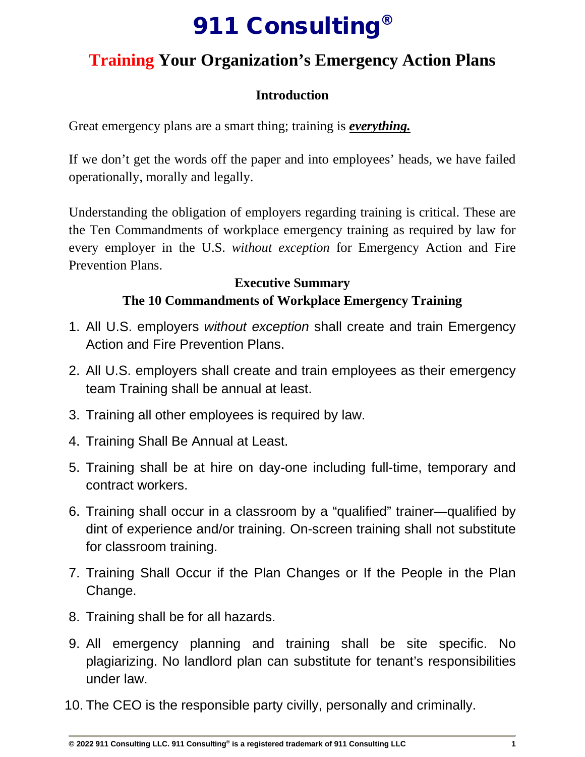# 911 Consulting®

## Training Your Organization's Emergency Action Plans

### Introduction

Great emergency plans are a smart thing; training is ***everything.***

If we don't get the words off the paper and into employees' heads, we have failed operationally, morally and legally.

Understanding the obligation of employers regarding training is critical. These are the Ten Commandments of workplace emergency training as required by law for every employer in the U.S. *without exception* for Emergency Action and Fire Prevention Plans.

### Executive Summary
### The 10 Commandments of Workplace Emergency Training

1. All U.S. employers *without exception* shall create and train Emergency Action and Fire Prevention Plans.
2. All U.S. employers shall create and train employees as their emergency team Training shall be annual at least.
3. Training all other employees is required by law.
4. Training Shall Be Annual at Least.
5. Training shall be at hire on day-one including full-time, temporary and contract workers.
6. Training shall occur in a classroom by a "qualified" trainer—qualified by dint of experience and/or training. On-screen training shall not substitute for classroom training.
7. Training Shall Occur if the Plan Changes or If the People in the Plan Change.
8. Training shall be for all hazards.
9. All emergency planning and training shall be site specific. No plagiarizing. No landlord plan can substitute for tenant's responsibilities under law.
10. The CEO is the responsible party civilly, personally and criminally.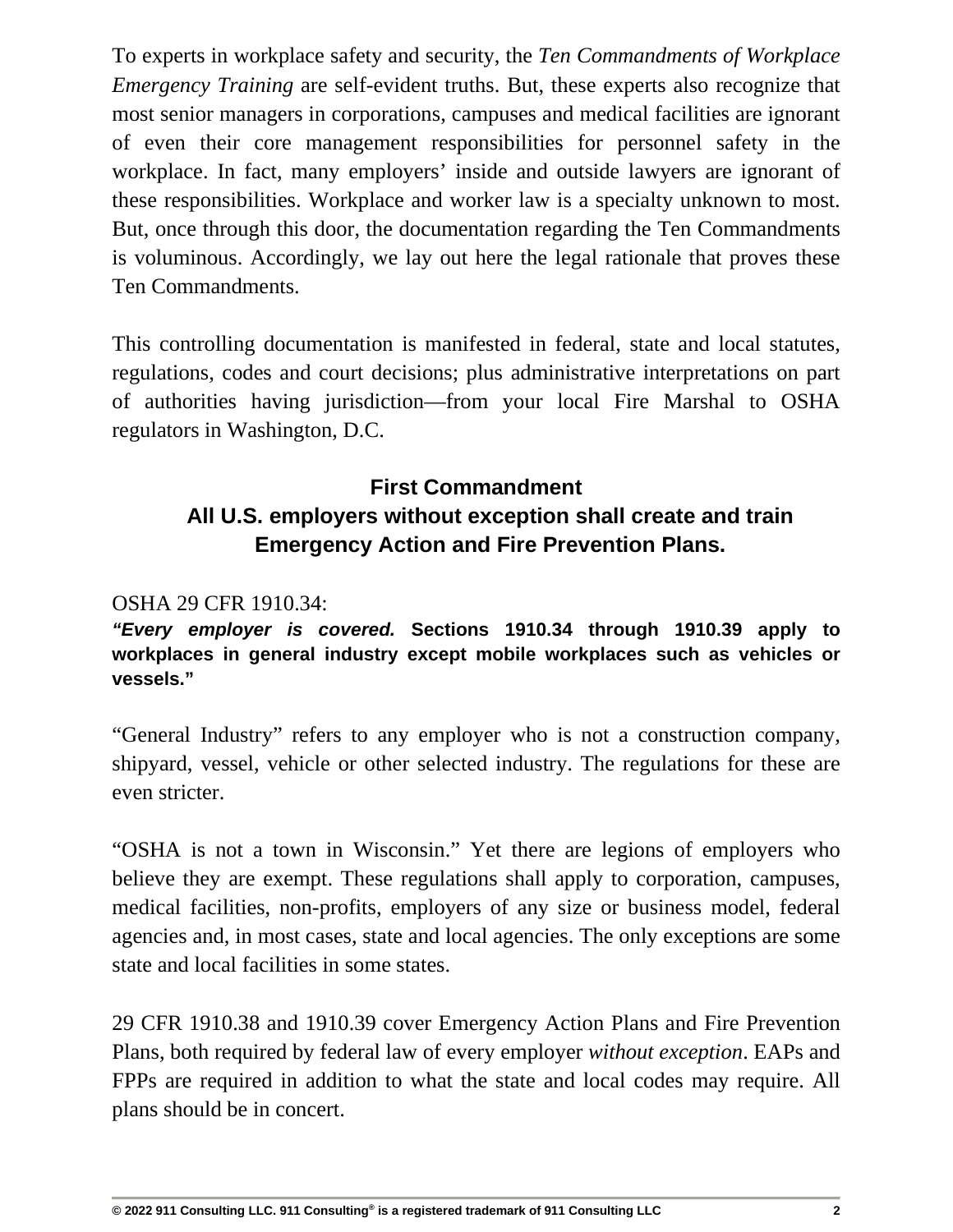To experts in workplace safety and security, the *Ten Commandments of Workplace Emergency Training* are self-evident truths. But, these experts also recognize that most senior managers in corporations, campuses and medical facilities are ignorant of even their core management responsibilities for personnel safety in the workplace. In fact, many employers' inside and outside lawyers are ignorant of these responsibilities. Workplace and worker law is a specialty unknown to most. But, once through this door, the documentation regarding the Ten Commandments is voluminous. Accordingly, we lay out here the legal rationale that proves these Ten Commandments.

This controlling documentation is manifested in federal, state and local statutes, regulations, codes and court decisions; plus administrative interpretations on part of authorities having jurisdiction—from your local Fire Marshal to OSHA regulators in Washington, D.C.

## First Commandment
## All U.S. employers without exception shall create and train Emergency Action and Fire Prevention Plans.

OSHA 29 CFR 1910.34:

***"Every employer is covered.*** **Sections 1910.34 through 1910.39 apply to workplaces in general industry except mobile workplaces such as vehicles or vessels."**

"General Industry" refers to any employer who is not a construction company, shipyard, vessel, vehicle or other selected industry. The regulations for these are even stricter.

"OSHA is not a town in Wisconsin." Yet there are legions of employers who believe they are exempt. These regulations shall apply to corporation, campuses, medical facilities, non-profits, employers of any size or business model, federal agencies and, in most cases, state and local agencies. The only exceptions are some state and local facilities in some states.

29 CFR 1910.38 and 1910.39 cover Emergency Action Plans and Fire Prevention Plans, both required by federal law of every employer *without exception*. EAPs and FPPs are required in addition to what the state and local codes may require. All plans should be in concert.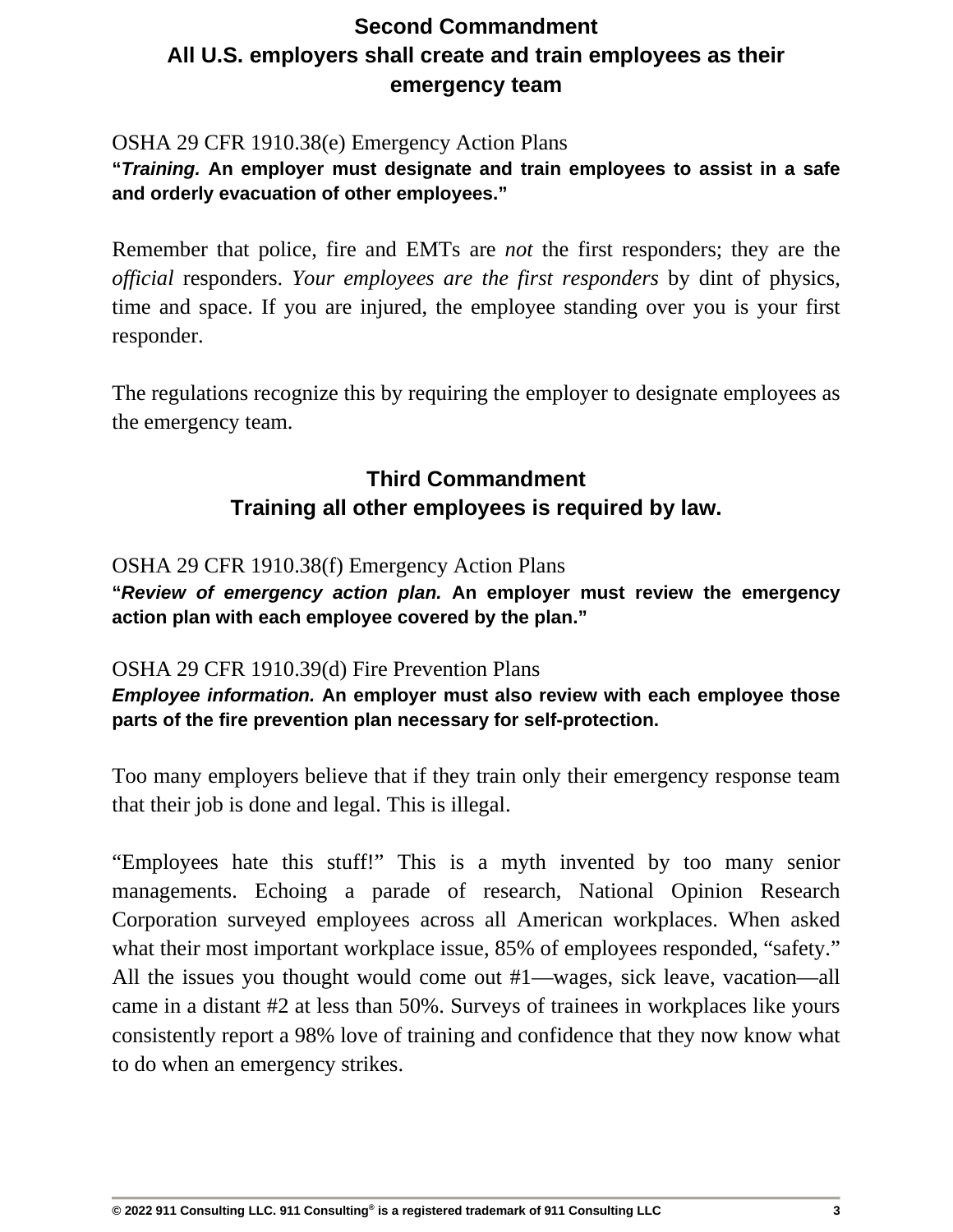## Second Commandment
## All U.S. employers shall create and train employees as their emergency team

OSHA 29 CFR 1910.38(e) Emergency Action Plans

**"*Training.* An employer must designate and train employees to assist in a safe and orderly evacuation of other employees."**

Remember that police, fire and EMTs are *not* the first responders; they are the *official* responders. *Your employees are the first responders* by dint of physics, time and space. If you are injured, the employee standing over you is your first responder.

The regulations recognize this by requiring the employer to designate employees as the emergency team.

## Third Commandment
## Training all other employees is required by law.

OSHA 29 CFR 1910.38(f) Emergency Action Plans

**"*Review of emergency action plan.* An employer must review the emergency action plan with each employee covered by the plan."**

OSHA 29 CFR 1910.39(d) Fire Prevention Plans

***Employee information.* An employer must also review with each employee those parts of the fire prevention plan necessary for self-protection.**

Too many employers believe that if they train only their emergency response team that their job is done and legal. This is illegal.

"Employees hate this stuff!" This is a myth invented by too many senior managements. Echoing a parade of research, National Opinion Research Corporation surveyed employees across all American workplaces. When asked what their most important workplace issue, 85% of employees responded, "safety." All the issues you thought would come out #1—wages, sick leave, vacation—all came in a distant #2 at less than 50%. Surveys of trainees in workplaces like yours consistently report a 98% love of training and confidence that they now know what to do when an emergency strikes.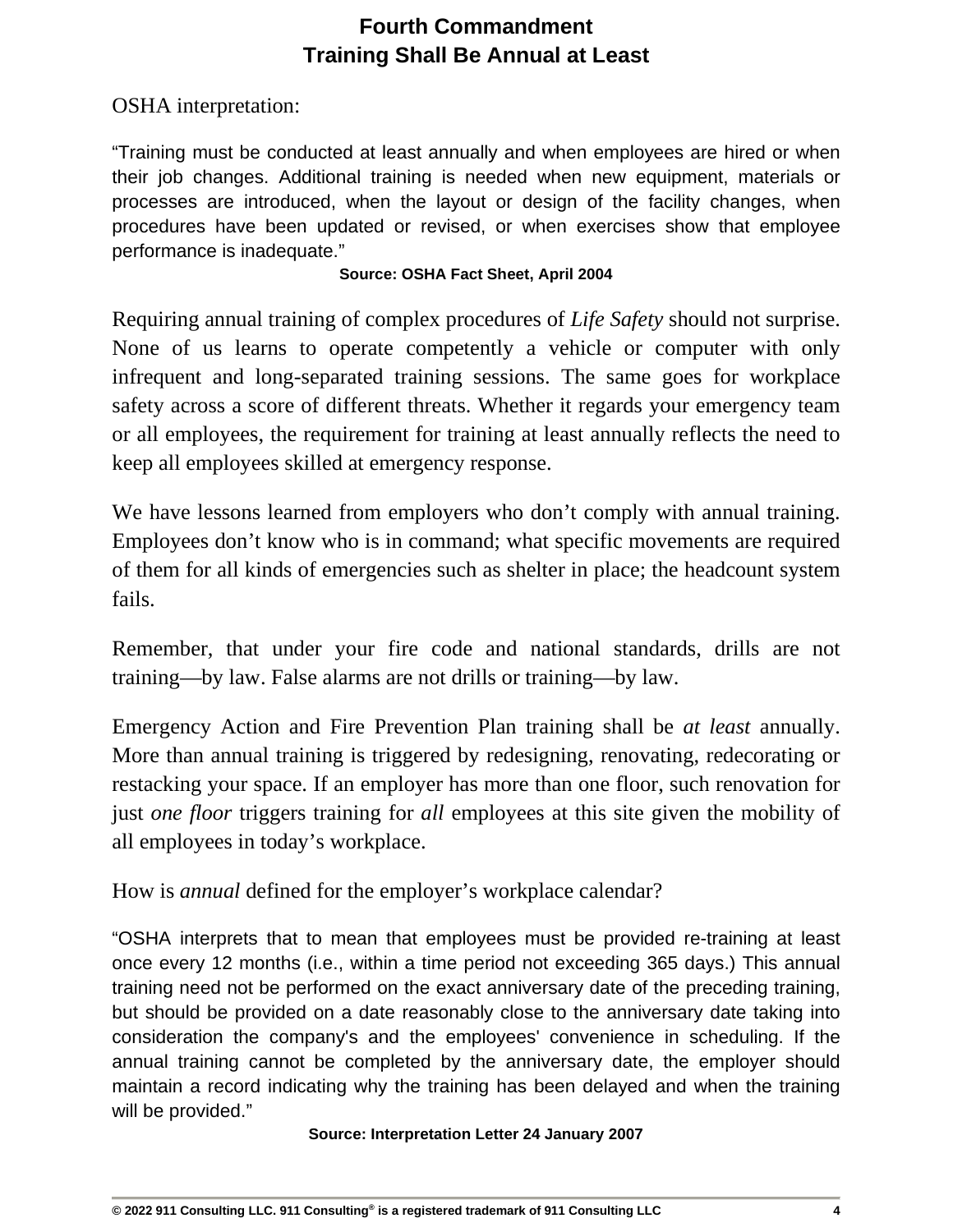# Fourth Commandment
## Training Shall Be Annual at Least

OSHA interpretation:

"Training must be conducted at least annually and when employees are hired or when their job changes. Additional training is needed when new equipment, materials or processes are introduced, when the layout or design of the facility changes, when procedures have been updated or revised, or when exercises show that employee performance is inadequate."

**Source: OSHA Fact Sheet, April 2004**

Requiring annual training of complex procedures of *Life Safety* should not surprise. None of us learns to operate competently a vehicle or computer with only infrequent and long-separated training sessions. The same goes for workplace safety across a score of different threats. Whether it regards your emergency team or all employees, the requirement for training at least annually reflects the need to keep all employees skilled at emergency response.

We have lessons learned from employers who don't comply with annual training. Employees don't know who is in command; what specific movements are required of them for all kinds of emergencies such as shelter in place; the headcount system fails.

Remember, that under your fire code and national standards, drills are not training—by law. False alarms are not drills or training—by law.

Emergency Action and Fire Prevention Plan training shall be *at least* annually. More than annual training is triggered by redesigning, renovating, redecorating or restacking your space. If an employer has more than one floor, such renovation for just *one floor* triggers training for *all* employees at this site given the mobility of all employees in today's workplace.

How is *annual* defined for the employer's workplace calendar?

"OSHA interprets that to mean that employees must be provided re-training at least once every 12 months (i.e., within a time period not exceeding 365 days.) This annual training need not be performed on the exact anniversary date of the preceding training, but should be provided on a date reasonably close to the anniversary date taking into consideration the company's and the employees' convenience in scheduling. If the annual training cannot be completed by the anniversary date, the employer should maintain a record indicating why the training has been delayed and when the training will be provided."

**Source: Interpretation Letter 24 January 2007**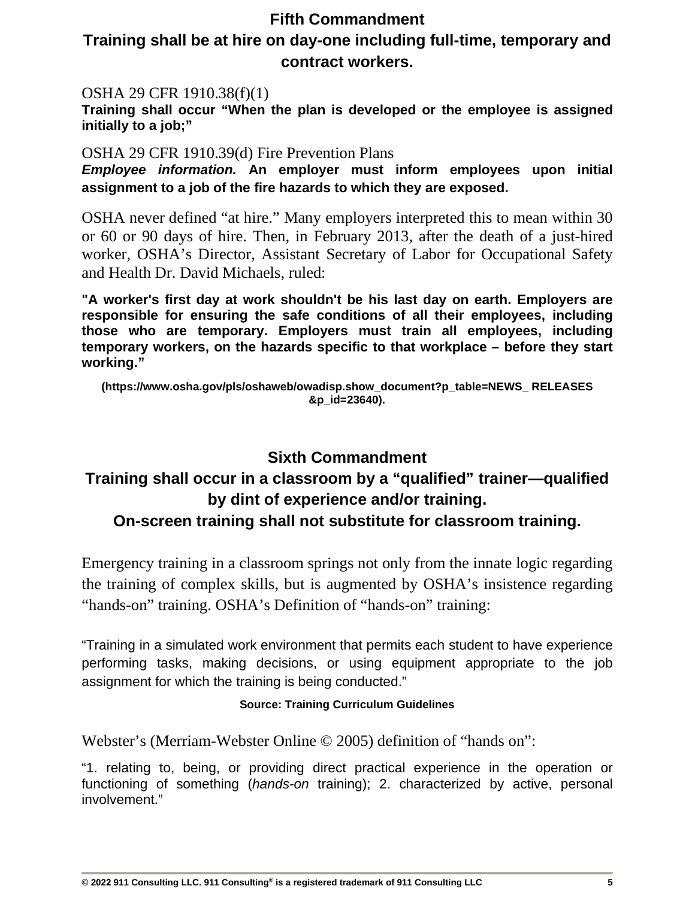## Fifth Commandment

## Training shall be at hire on day-one including full-time, temporary and contract workers.

OSHA 29 CFR 1910.38(f)(1)

**Training shall occur "When the plan is developed or the employee is assigned initially to a job;"**

OSHA 29 CFR 1910.39(d) Fire Prevention Plans

***Employee information.*** **An employer must inform employees upon initial assignment to a job of the fire hazards to which they are exposed.**

OSHA never defined "at hire." Many employers interpreted this to mean within 30 or 60 or 90 days of hire. Then, in February 2013, after the death of a just-hired worker, OSHA's Director, Assistant Secretary of Labor for Occupational Safety and Health Dr. David Michaels, ruled:

**"A worker's first day at work shouldn't be his last day on earth. Employers are responsible for ensuring the safe conditions of all their employees, including those who are temporary. Employers must train all employees, including temporary workers, on the hazards specific to that workplace – before they start working."**

**(https://www.osha.gov/pls/oshaweb/owadisp.show_document?p_table=NEWS_ RELEASES &p_id=23640).**

## Sixth Commandment

## Training shall occur in a classroom by a "qualified" trainer—qualified by dint of experience and/or training.

## On-screen training shall not substitute for classroom training.

Emergency training in a classroom springs not only from the innate logic regarding the training of complex skills, but is augmented by OSHA's insistence regarding "hands-on" training. OSHA's Definition of "hands-on" training:

"Training in a simulated work environment that permits each student to have experience performing tasks, making decisions, or using equipment appropriate to the job assignment for which the training is being conducted."

**Source: Training Curriculum Guidelines**

Webster's (Merriam-Webster Online © 2005) definition of "hands on":

"1. relating to, being, or providing direct practical experience in the operation or functioning of something (*hands-on* training); 2. characterized by active, personal involvement."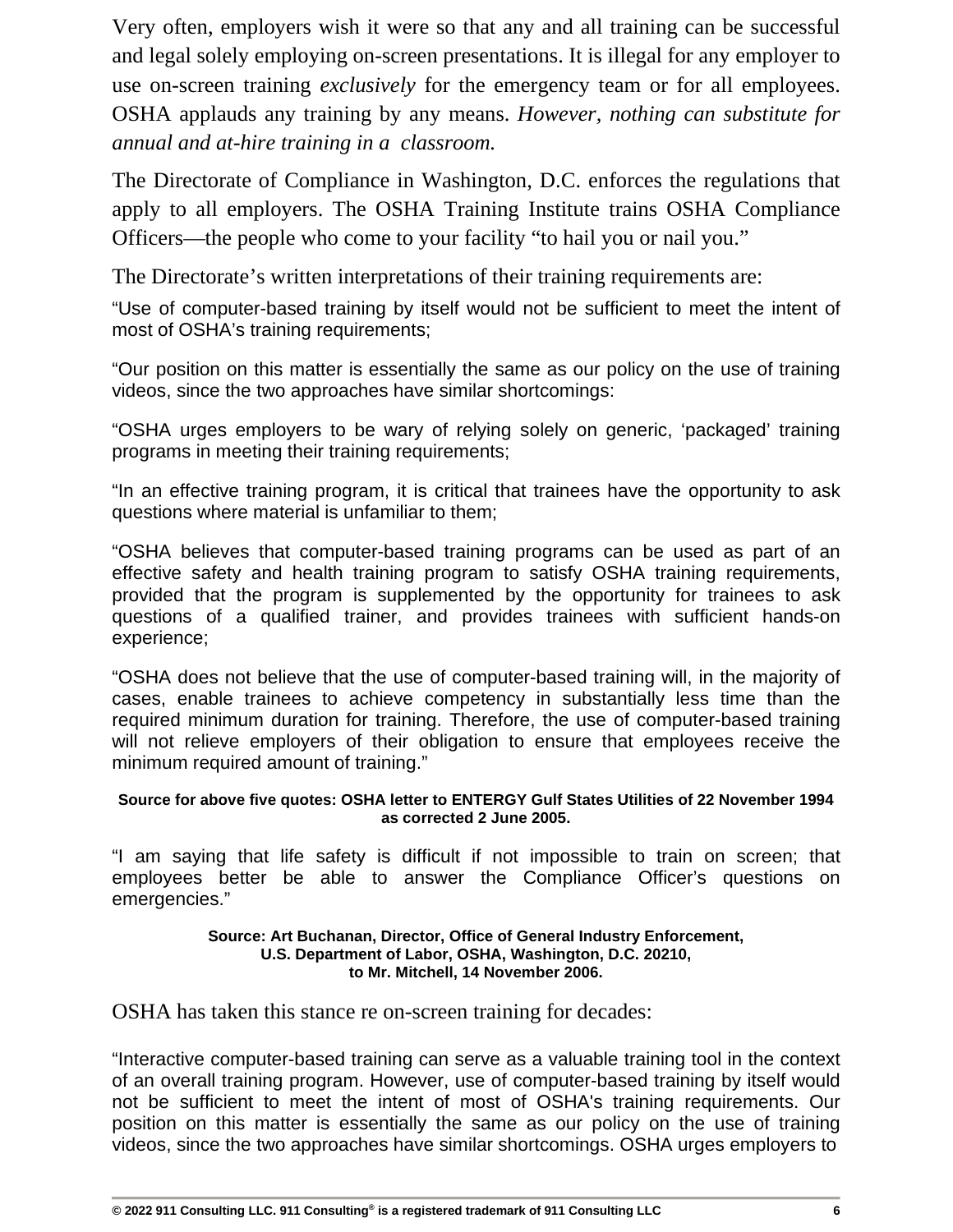Very often, employers wish it were so that any and all training can be successful and legal solely employing on-screen presentations. It is illegal for any employer to use on-screen training *exclusively* for the emergency team or for all employees. OSHA applauds any training by any means. *However, nothing can substitute for annual and at-hire training in a classroom.*

The Directorate of Compliance in Washington, D.C. enforces the regulations that apply to all employers. The OSHA Training Institute trains OSHA Compliance Officers—the people who come to your facility “to hail you or nail you.”

The Directorate’s written interpretations of their training requirements are:

“Use of computer-based training by itself would not be sufficient to meet the intent of most of OSHA’s training requirements;

“Our position on this matter is essentially the same as our policy on the use of training videos, since the two approaches have similar shortcomings:

“OSHA urges employers to be wary of relying solely on generic, ‘packaged’ training programs in meeting their training requirements;

“In an effective training program, it is critical that trainees have the opportunity to ask questions where material is unfamiliar to them;

“OSHA believes that computer-based training programs can be used as part of an effective safety and health training program to satisfy OSHA training requirements, provided that the program is supplemented by the opportunity for trainees to ask questions of a qualified trainer, and provides trainees with sufficient hands-on experience;

“OSHA does not believe that the use of computer-based training will, in the majority of cases, enable trainees to achieve competency in substantially less time than the required minimum duration for training. Therefore, the use of computer-based training will not relieve employers of their obligation to ensure that employees receive the minimum required amount of training.”

**Source for above five quotes: OSHA letter to ENTERGY Gulf States Utilities of 22 November 1994 as corrected 2 June 2005.**

“I am saying that life safety is difficult if not impossible to train on screen; that employees better be able to answer the Compliance Officer’s questions on emergencies.”

**Source: Art Buchanan, Director, Office of General Industry Enforcement, U.S. Department of Labor, OSHA, Washington, D.C. 20210, to Mr. Mitchell, 14 November 2006.**

OSHA has taken this stance re on-screen training for decades:

“Interactive computer-based training can serve as a valuable training tool in the context of an overall training program. However, use of computer-based training by itself would not be sufficient to meet the intent of most of OSHA's training requirements. Our position on this matter is essentially the same as our policy on the use of training videos, since the two approaches have similar shortcomings. OSHA urges employers to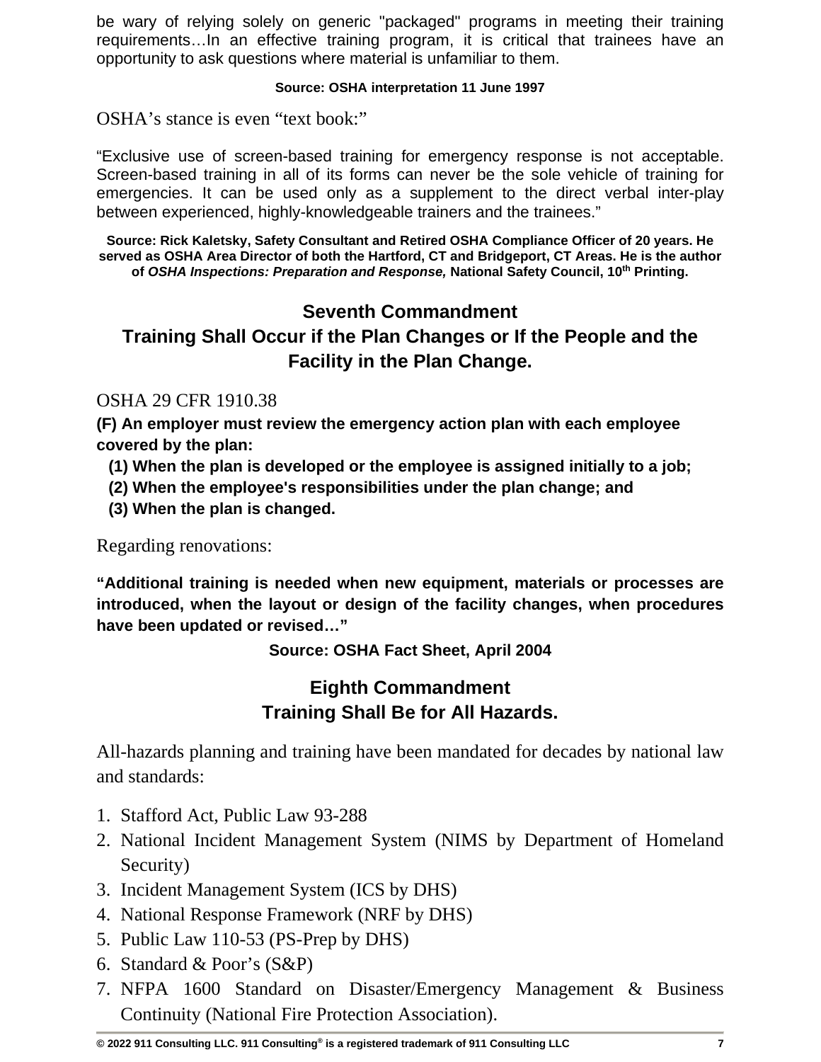be wary of relying solely on generic "packaged" programs in meeting their training requirements…In an effective training program, it is critical that trainees have an opportunity to ask questions where material is unfamiliar to them.

**Source: OSHA interpretation 11 June 1997**

OSHA's stance is even "text book:"

"Exclusive use of screen-based training for emergency response is not acceptable. Screen-based training in all of its forms can never be the sole vehicle of training for emergencies. It can be used only as a supplement to the direct verbal inter-play between experienced, highly-knowledgeable trainers and the trainees."

**Source: Rick Kaletsky, Safety Consultant and Retired OSHA Compliance Officer of 20 years. He served as OSHA Area Director of both the Hartford, CT and Bridgeport, CT Areas. He is the author of *OSHA Inspections: Preparation and Response,* National Safety Council, 10th Printing.**

## Seventh Commandment
## Training Shall Occur if the Plan Changes or If the People and the Facility in the Plan Change.

OSHA 29 CFR 1910.38

**(F) An employer must review the emergency action plan with each employee covered by the plan:**
**(1) When the plan is developed or the employee is assigned initially to a job;**
**(2) When the employee's responsibilities under the plan change; and**
**(3) When the plan is changed.**

Regarding renovations:

**"Additional training is needed when new equipment, materials or processes are introduced, when the layout or design of the facility changes, when procedures have been updated or revised…"**

**Source: OSHA Fact Sheet, April 2004**

## Eighth Commandment
## Training Shall Be for All Hazards.

All-hazards planning and training have been mandated for decades by national law and standards:

1. Stafford Act, Public Law 93-288
2. National Incident Management System (NIMS by Department of Homeland Security)
3. Incident Management System (ICS by DHS)
4. National Response Framework (NRF by DHS)
5. Public Law 110-53 (PS-Prep by DHS)
6. Standard & Poor's (S&P)
7. NFPA 1600 Standard on Disaster/Emergency Management & Business Continuity (National Fire Protection Association).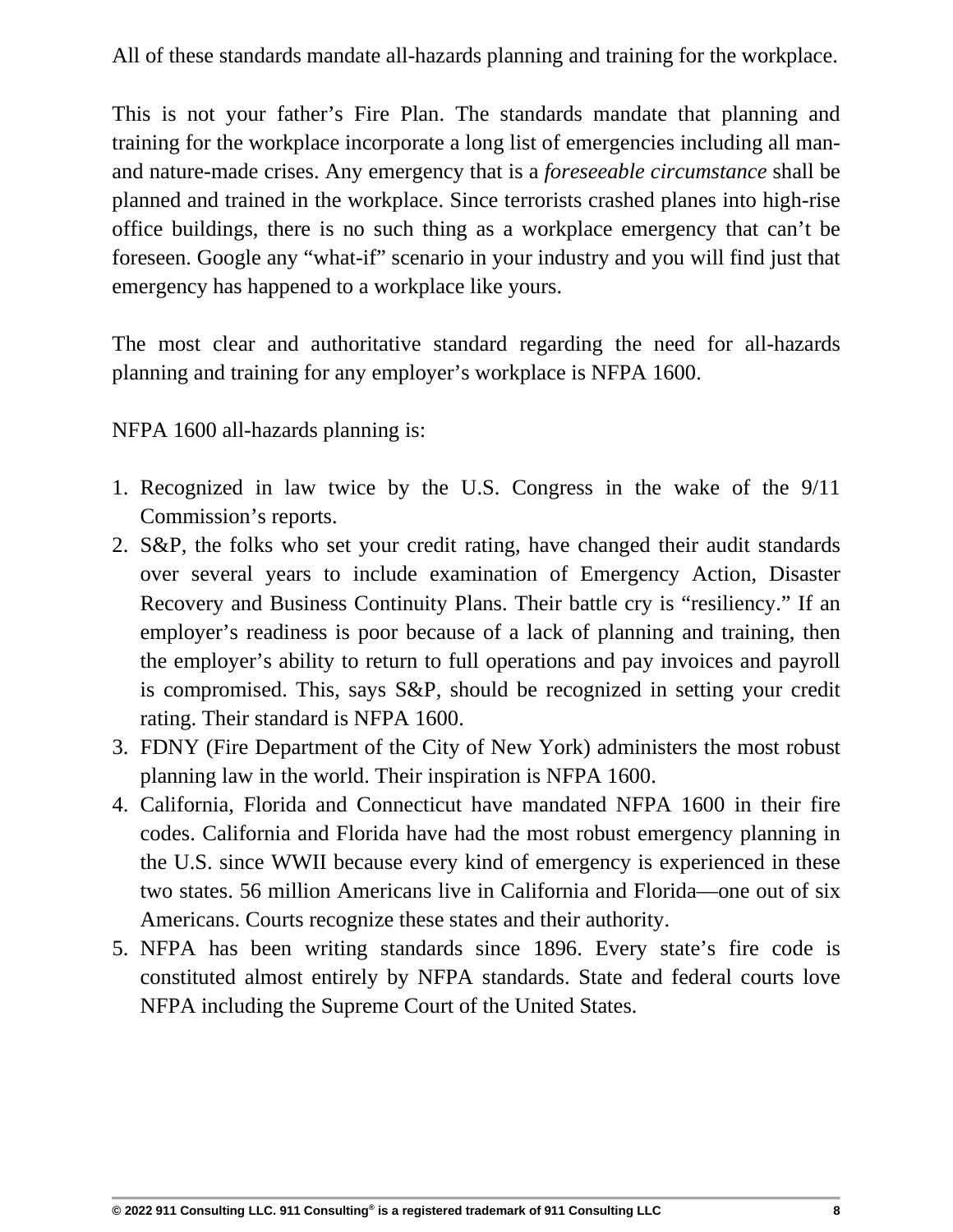All of these standards mandate all-hazards planning and training for the workplace.

This is not your father's Fire Plan. The standards mandate that planning and training for the workplace incorporate a long list of emergencies including all man- and nature-made crises. Any emergency that is a *foreseeable circumstance* shall be planned and trained in the workplace. Since terrorists crashed planes into high-rise office buildings, there is no such thing as a workplace emergency that can't be foreseen. Google any "what-if" scenario in your industry and you will find just that emergency has happened to a workplace like yours.

The most clear and authoritative standard regarding the need for all-hazards planning and training for any employer's workplace is NFPA 1600.

NFPA 1600 all-hazards planning is:

1. Recognized in law twice by the U.S. Congress in the wake of the 9/11 Commission's reports.
2. S&P, the folks who set your credit rating, have changed their audit standards over several years to include examination of Emergency Action, Disaster Recovery and Business Continuity Plans. Their battle cry is "resiliency." If an employer's readiness is poor because of a lack of planning and training, then the employer's ability to return to full operations and pay invoices and payroll is compromised. This, says S&P, should be recognized in setting your credit rating. Their standard is NFPA 1600.
3. FDNY (Fire Department of the City of New York) administers the most robust planning law in the world. Their inspiration is NFPA 1600.
4. California, Florida and Connecticut have mandated NFPA 1600 in their fire codes. California and Florida have had the most robust emergency planning in the U.S. since WWII because every kind of emergency is experienced in these two states. 56 million Americans live in California and Florida—one out of six Americans. Courts recognize these states and their authority.
5. NFPA has been writing standards since 1896. Every state's fire code is constituted almost entirely by NFPA standards. State and federal courts love NFPA including the Supreme Court of the United States.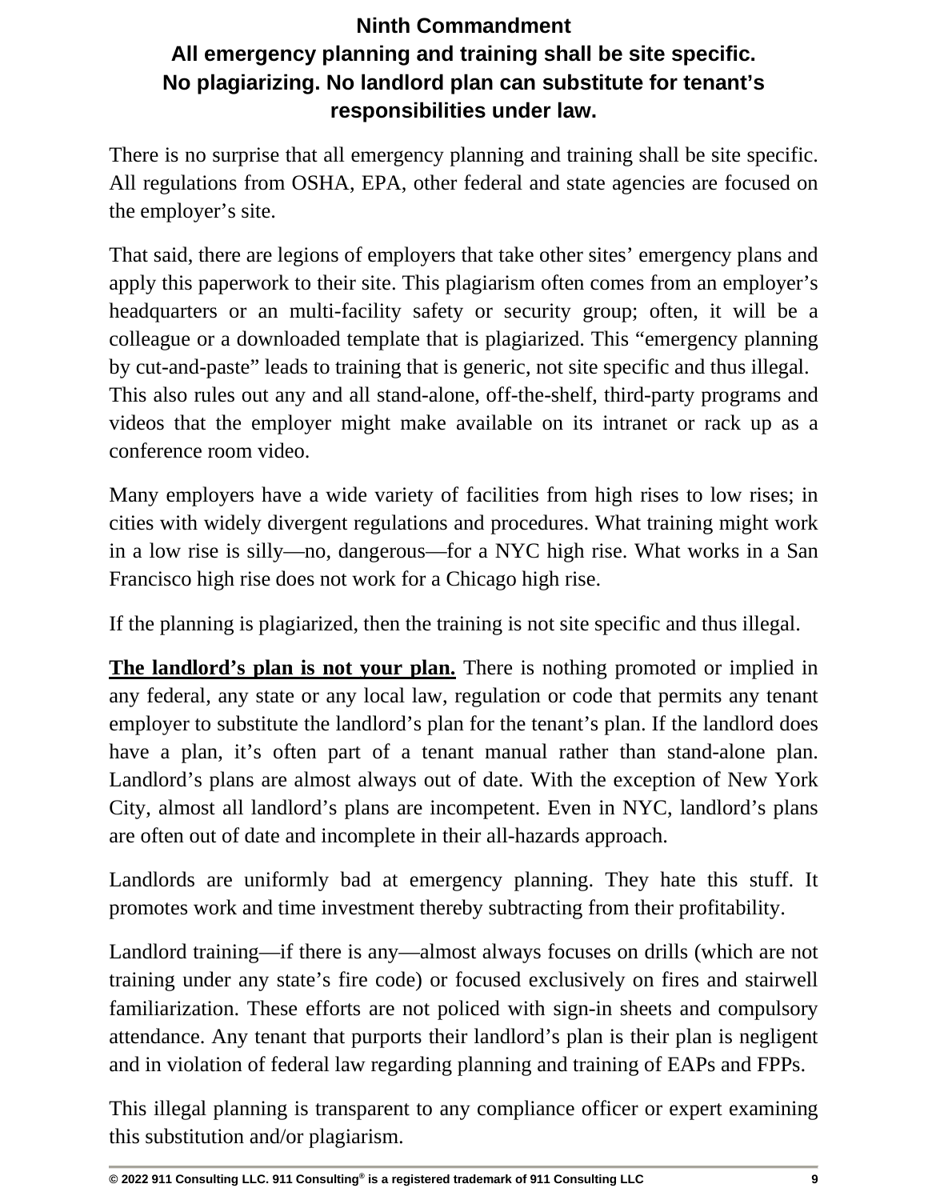## Ninth Commandment
## All emergency planning and training shall be site specific. No plagiarizing. No landlord plan can substitute for tenant's responsibilities under law.

There is no surprise that all emergency planning and training shall be site specific. All regulations from OSHA, EPA, other federal and state agencies are focused on the employer's site.

That said, there are legions of employers that take other sites' emergency plans and apply this paperwork to their site. This plagiarism often comes from an employer's headquarters or an multi-facility safety or security group; often, it will be a colleague or a downloaded template that is plagiarized. This "emergency planning by cut-and-paste" leads to training that is generic, not site specific and thus illegal. This also rules out any and all stand-alone, off-the-shelf, third-party programs and videos that the employer might make available on its intranet or rack up as a conference room video.

Many employers have a wide variety of facilities from high rises to low rises; in cities with widely divergent regulations and procedures. What training might work in a low rise is silly—no, dangerous—for a NYC high rise. What works in a San Francisco high rise does not work for a Chicago high rise.

If the planning is plagiarized, then the training is not site specific and thus illegal.

**The landlord's plan is not your plan.** There is nothing promoted or implied in any federal, any state or any local law, regulation or code that permits any tenant employer to substitute the landlord's plan for the tenant's plan. If the landlord does have a plan, it's often part of a tenant manual rather than stand-alone plan. Landlord's plans are almost always out of date. With the exception of New York City, almost all landlord's plans are incompetent. Even in NYC, landlord's plans are often out of date and incomplete in their all-hazards approach.

Landlords are uniformly bad at emergency planning. They hate this stuff. It promotes work and time investment thereby subtracting from their profitability.

Landlord training—if there is any—almost always focuses on drills (which are not training under any state's fire code) or focused exclusively on fires and stairwell familiarization. These efforts are not policed with sign-in sheets and compulsory attendance. Any tenant that purports their landlord's plan is their plan is negligent and in violation of federal law regarding planning and training of EAPs and FPPs.

This illegal planning is transparent to any compliance officer or expert examining this substitution and/or plagiarism.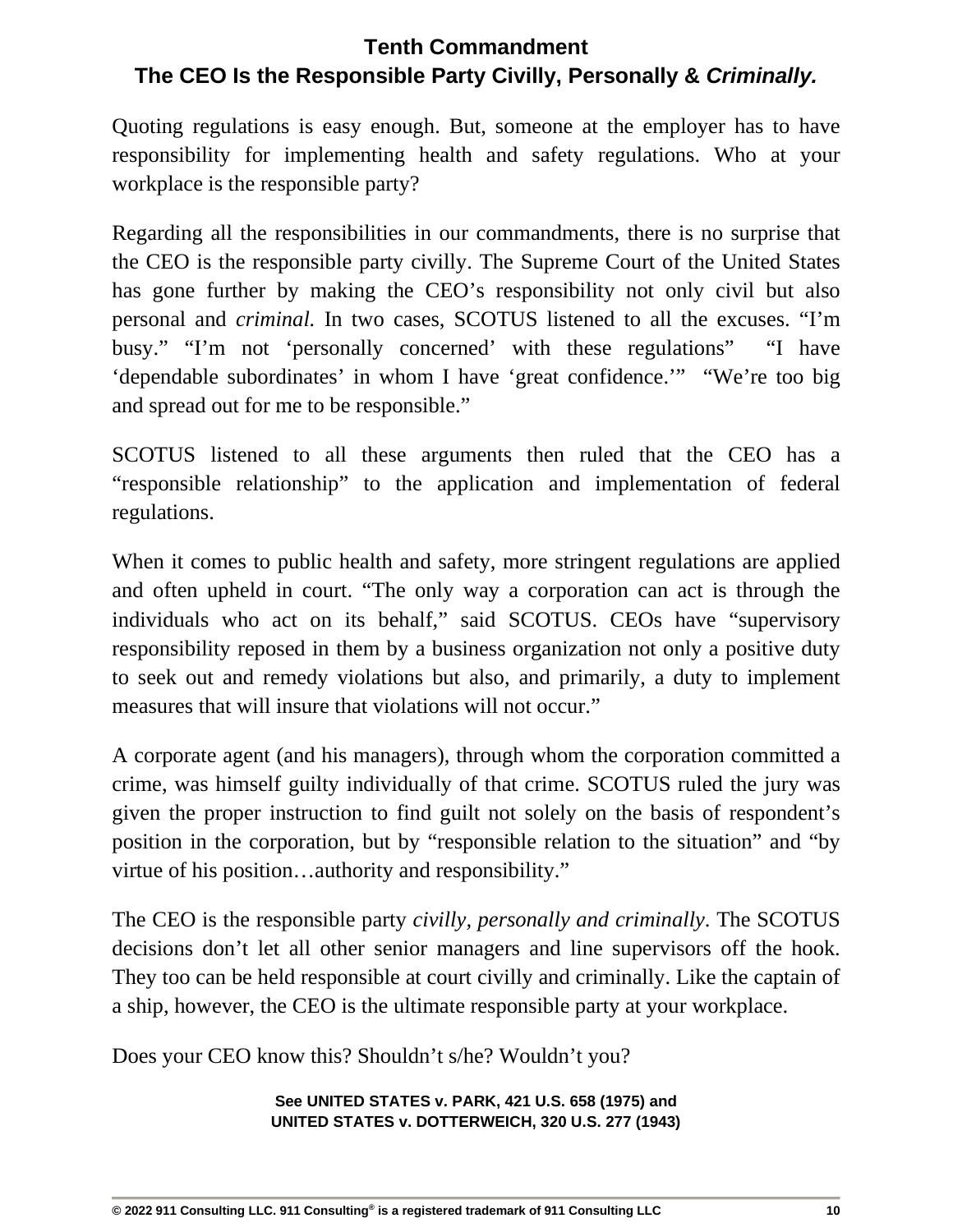## Tenth Commandment
## The CEO Is the Responsible Party Civilly, Personally & *Criminally.*

Quoting regulations is easy enough. But, someone at the employer has to have responsibility for implementing health and safety regulations. Who at your workplace is the responsible party?

Regarding all the responsibilities in our commandments, there is no surprise that the CEO is the responsible party civilly. The Supreme Court of the United States has gone further by making the CEO's responsibility not only civil but also personal and *criminal.* In two cases, SCOTUS listened to all the excuses. "I'm busy." "I'm not 'personally concerned' with these regulations" "I have 'dependable subordinates' in whom I have 'great confidence.'" "We're too big and spread out for me to be responsible."

SCOTUS listened to all these arguments then ruled that the CEO has a "responsible relationship" to the application and implementation of federal regulations.

When it comes to public health and safety, more stringent regulations are applied and often upheld in court. "The only way a corporation can act is through the individuals who act on its behalf," said SCOTUS. CEOs have "supervisory responsibility reposed in them by a business organization not only a positive duty to seek out and remedy violations but also, and primarily, a duty to implement measures that will insure that violations will not occur."

A corporate agent (and his managers), through whom the corporation committed a crime, was himself guilty individually of that crime. SCOTUS ruled the jury was given the proper instruction to find guilt not solely on the basis of respondent's position in the corporation, but by "responsible relation to the situation" and "by virtue of his position…authority and responsibility."

The CEO is the responsible party *civilly, personally and criminally*. The SCOTUS decisions don't let all other senior managers and line supervisors off the hook. They too can be held responsible at court civilly and criminally. Like the captain of a ship, however, the CEO is the ultimate responsible party at your workplace.

Does your CEO know this? Shouldn't s/he? Wouldn't you?

**See UNITED STATES v. PARK, 421 U.S. 658 (1975) and**
**UNITED STATES v. DOTTERWEICH, 320 U.S. 277 (1943)**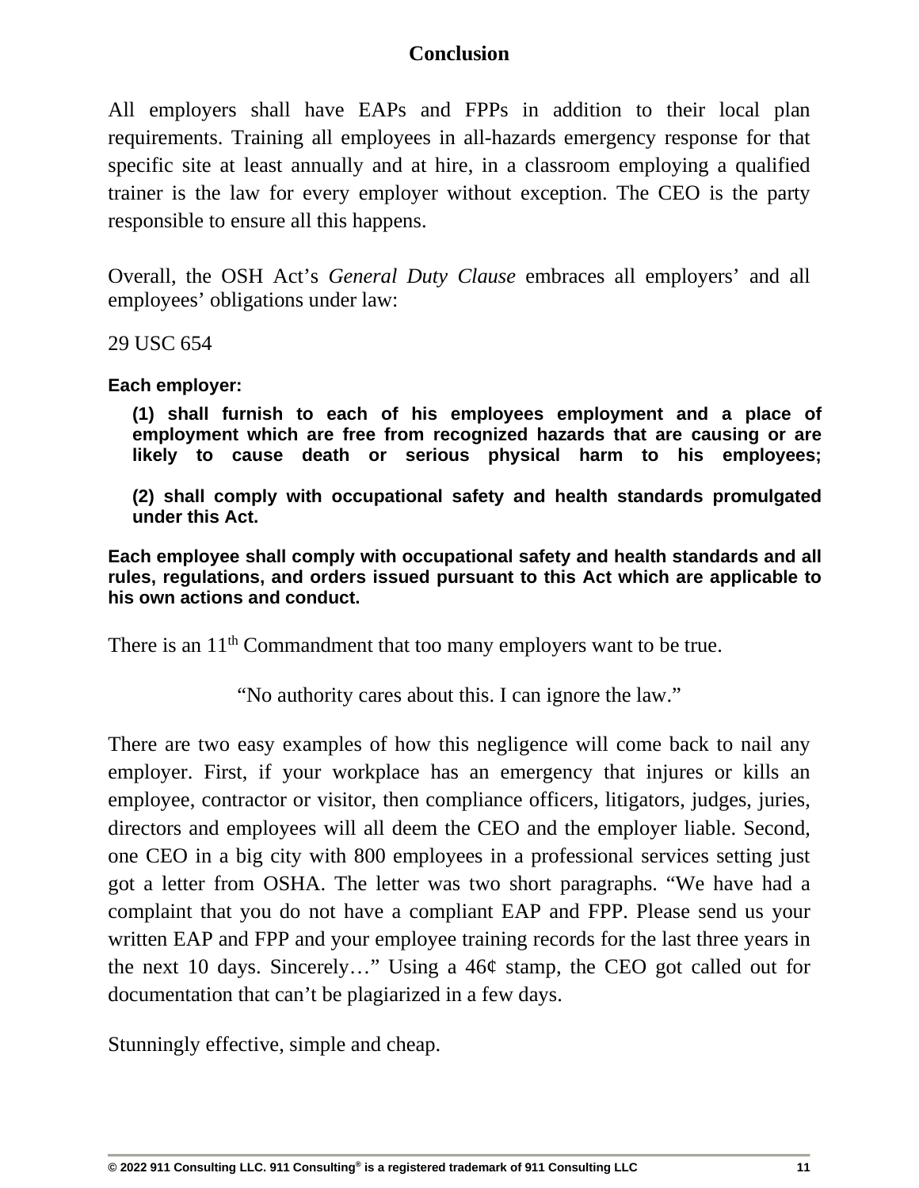## Conclusion

All employers shall have EAPs and FPPs in addition to their local plan requirements. Training all employees in all-hazards emergency response for that specific site at least annually and at hire, in a classroom employing a qualified trainer is the law for every employer without exception. The CEO is the party responsible to ensure all this happens.

Overall, the OSH Act's *General Duty Clause* embraces all employers' and all employees' obligations under law:

29 USC 654

**Each employer:**

> **(1) shall furnish to each of his employees employment and a place of employment which are free from recognized hazards that are causing or are likely to cause death or serious physical harm to his employees;**
>
> **(2) shall comply with occupational safety and health standards promulgated under this Act.**

**Each employee shall comply with occupational safety and health standards and all rules, regulations, and orders issued pursuant to this Act which are applicable to his own actions and conduct.**

There is an 11th Commandment that too many employers want to be true.

"No authority cares about this. I can ignore the law."

There are two easy examples of how this negligence will come back to nail any employer. First, if your workplace has an emergency that injures or kills an employee, contractor or visitor, then compliance officers, litigators, judges, juries, directors and employees will all deem the CEO and the employer liable. Second, one CEO in a big city with 800 employees in a professional services setting just got a letter from OSHA. The letter was two short paragraphs. "We have had a complaint that you do not have a compliant EAP and FPP. Please send us your written EAP and FPP and your employee training records for the last three years in the next 10 days. Sincerely…" Using a 46¢ stamp, the CEO got called out for documentation that can't be plagiarized in a few days.

Stunningly effective, simple and cheap.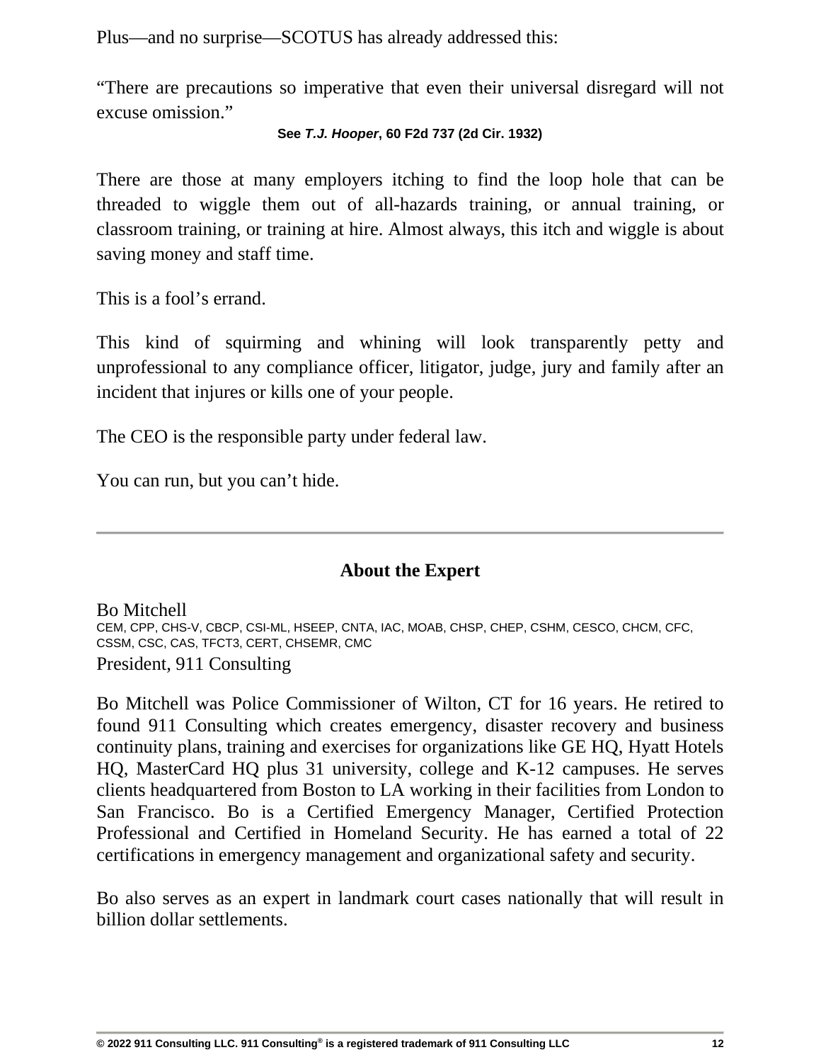Plus—and no surprise—SCOTUS has already addressed this:

"There are precautions so imperative that even their universal disregard will not excuse omission."

**See *T.J. Hooper*, 60 F2d 737 (2d Cir. 1932)**

There are those at many employers itching to find the loop hole that can be threaded to wiggle them out of all-hazards training, or annual training, or classroom training, or training at hire. Almost always, this itch and wiggle is about saving money and staff time.

This is a fool's errand.

This kind of squirming and whining will look transparently petty and unprofessional to any compliance officer, litigator, judge, jury and family after an incident that injures or kills one of your people.

The CEO is the responsible party under federal law.

You can run, but you can't hide.

---

## About the Expert

Bo Mitchell
CEM, CPP, CHS-V, CBCP, CSI-ML, HSEEP, CNTA, IAC, MOAB, CHSP, CHEP, CSHM, CESCO, CHCM, CFC, CSSM, CSC, CAS, TFCT3, CERT, CHSEMR, CMC
President, 911 Consulting

Bo Mitchell was Police Commissioner of Wilton, CT for 16 years. He retired to found 911 Consulting which creates emergency, disaster recovery and business continuity plans, training and exercises for organizations like GE HQ, Hyatt Hotels HQ, MasterCard HQ plus 31 university, college and K-12 campuses. He serves clients headquartered from Boston to LA working in their facilities from London to San Francisco. Bo is a Certified Emergency Manager, Certified Protection Professional and Certified in Homeland Security. He has earned a total of 22 certifications in emergency management and organizational safety and security.

Bo also serves as an expert in landmark court cases nationally that will result in billion dollar settlements.